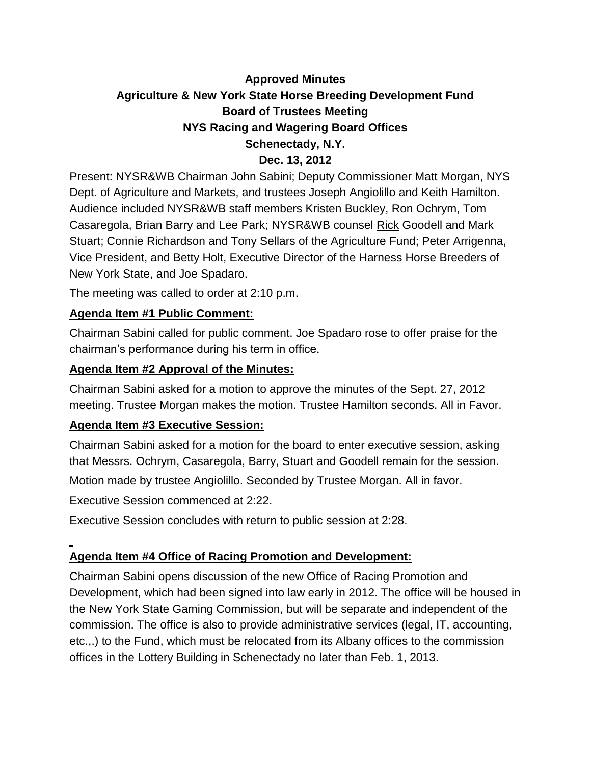**Approved Minutes**

**Agriculture & New York State Horse Breeding Development Fund**

**Board of Trustees Meeting**

**NYS Racing and Wagering Board Offices**

**Schenectady, N.Y.**

**Dec. 13, 2012**

Present: NYSR&WB Chairman John Sabini; Deputy Commissioner Matt Morgan, NYS Dept. of Agriculture and Markets, and trustees Joseph Angiolillo and Keith Hamilton. Audience included NYSR&WB staff members Kristen Buckley, Ron Ochrym, Tom Casaregola, Brian Barry and Lee Park; NYSR&WB counsel Rick Goodell and Mark Stuart; Connie Richardson and Tony Sellars of the Agriculture Fund; Peter Arrigenna, Vice President, and Betty Holt, Executive Director of the Harness Horse Breeders of New York State, and Joe Spadaro.

The meeting was called to order at 2:10 p.m.

**Agenda Item #1 Public Comment:**

Chairman Sabini called for public comment. Joe Spadaro rose to offer praise for the chairman's performance during his term in office.

**Agenda Item #2 Approval of the Minutes:**

Chairman Sabini asked for a motion to approve the minutes of the Sept. 27, 2012 meeting. Trustee Morgan makes the motion. Trustee Hamilton seconds. All in Favor.

**Agenda Item #3 Executive Session:**

Chairman Sabini asked for a motion for the board to enter executive session, asking that Messrs. Ochrym, Casaregola, Barry, Stuart and Goodell remain for the session.

Motion made by trustee Angiolillo. Seconded by Trustee Morgan. All in favor.

Executive Session commenced at 2:22.

Executive Session concludes with return to public session at 2:28.

**Agenda Item #4 Office of Racing Promotion and Development:**

Chairman Sabini opens discussion of the new Office of Racing Promotion and Development, which had been signed into law early in 2012. The office will be housed in the New York State Gaming Commission, but will be separate and independent of the commission. The office is also to provide administrative services (legal, IT, accounting, etc.,.) to the Fund, which must be relocated from its Albany offices to the commission offices in the Lottery Building in Schenectady no later than Feb. 1, 2013.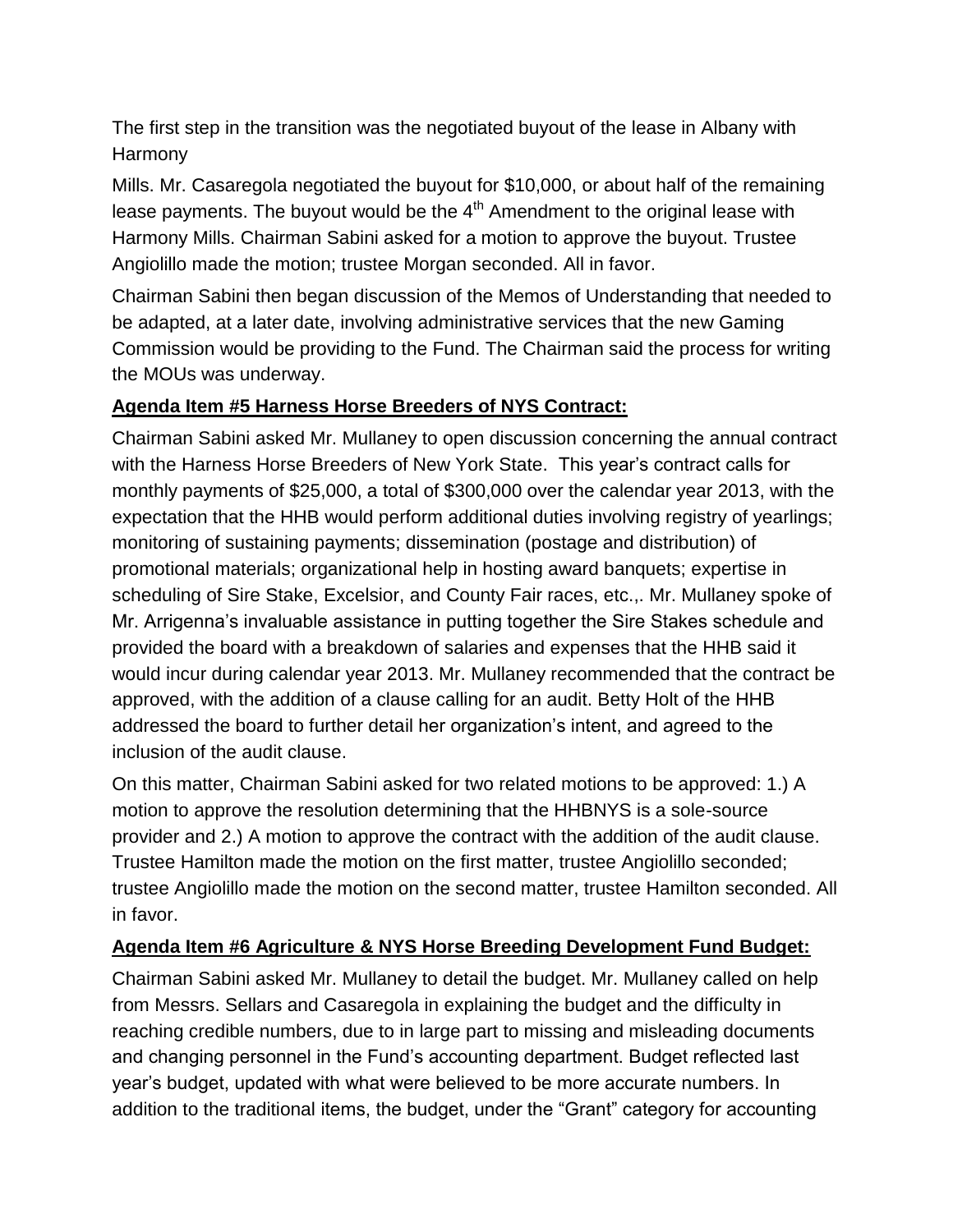The first step in the transition was the negotiated buyout of the lease in Albany with Harmony

Mills. Mr. Casaregola negotiated the buyout for $10,000, or about half of the remaining lease payments. The buyout would be the 4th Amendment to the original lease with Harmony Mills. Chairman Sabini asked for a motion to approve the buyout. Trustee Angiolillo made the motion; trustee Morgan seconded. All in favor.

Chairman Sabini then began discussion of the Memos of Understanding that needed to be adapted, at a later date, involving administrative services that the new Gaming Commission would be providing to the Fund. The Chairman said the process for writing the MOUs was underway.

**Agenda Item #5 Harness Horse Breeders of NYS Contract:**

Chairman Sabini asked Mr. Mullaney to open discussion concerning the annual contract with the Harness Horse Breeders of New York State. This year's contract calls for monthly payments of $25,000, a total of $300,000 over the calendar year 2013, with the expectation that the HHB would perform additional duties involving registry of yearlings; monitoring of sustaining payments; dissemination (postage and distribution) of promotional materials; organizational help in hosting award banquets; expertise in scheduling of Sire Stake, Excelsior, and County Fair races, etc.,. Mr. Mullaney spoke of Mr. Arrigenna's invaluable assistance in putting together the Sire Stakes schedule and provided the board with a breakdown of salaries and expenses that the HHB said it would incur during calendar year 2013. Mr. Mullaney recommended that the contract be approved, with the addition of a clause calling for an audit. Betty Holt of the HHB addressed the board to further detail her organization's intent, and agreed to the inclusion of the audit clause.

On this matter, Chairman Sabini asked for two related motions to be approved: 1.) A motion to approve the resolution determining that the HHBNYS is a sole-source provider and 2.) A motion to approve the contract with the addition of the audit clause. Trustee Hamilton made the motion on the first matter, trustee Angiolillo seconded; trustee Angiolillo made the motion on the second matter, trustee Hamilton seconded. All in favor.

**Agenda Item #6 Agriculture & NYS Horse Breeding Development Fund Budget:**

Chairman Sabini asked Mr. Mullaney to detail the budget. Mr. Mullaney called on help from Messrs. Sellars and Casaregola in explaining the budget and the difficulty in reaching credible numbers, due to in large part to missing and misleading documents and changing personnel in the Fund's accounting department. Budget reflected last year's budget, updated with what were believed to be more accurate numbers. In addition to the traditional items, the budget, under the "Grant" category for accounting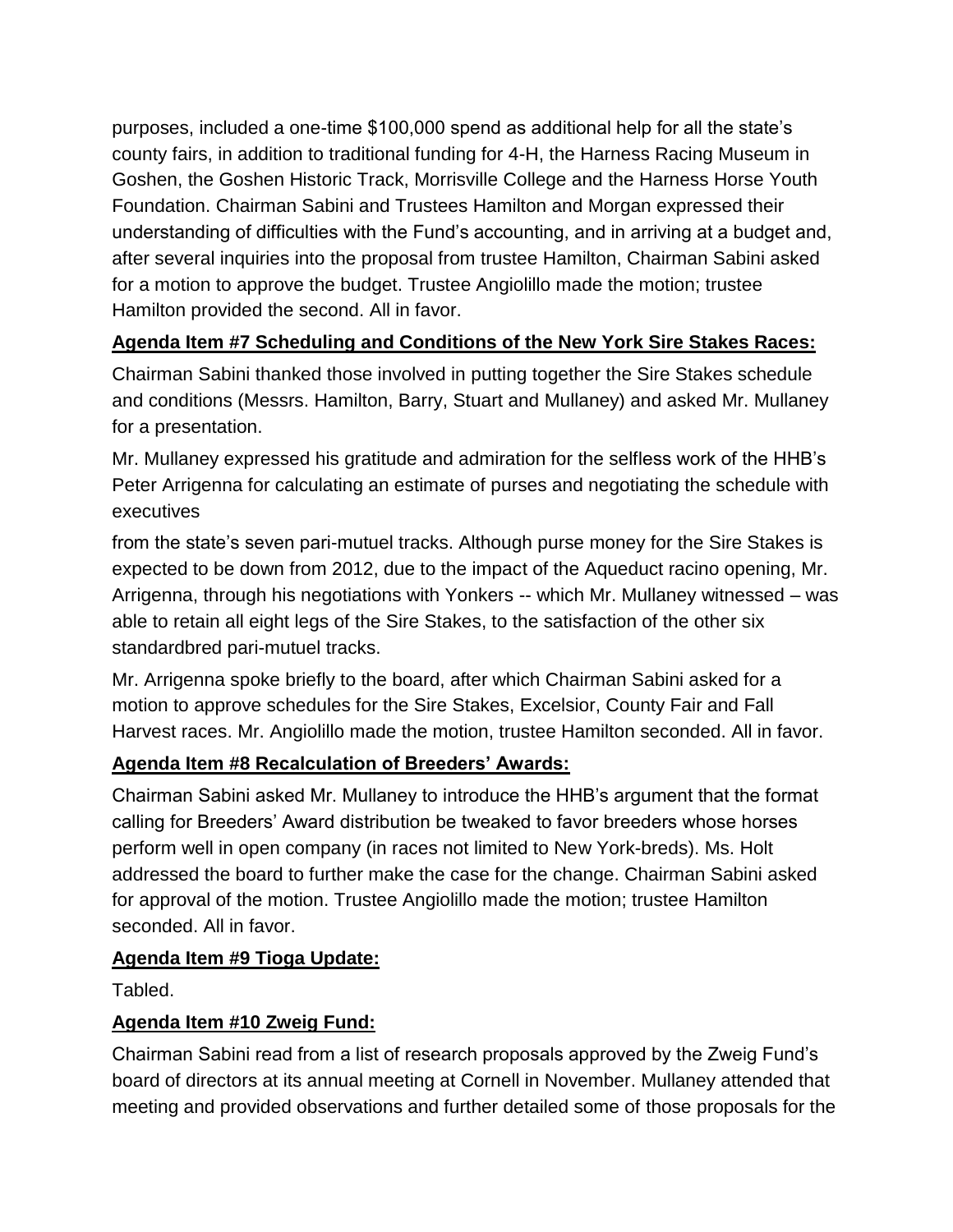purposes, included a one-time $100,000 spend as additional help for all the state's county fairs, in addition to traditional funding for 4-H, the Harness Racing Museum in Goshen, the Goshen Historic Track, Morrisville College and the Harness Horse Youth Foundation. Chairman Sabini and Trustees Hamilton and Morgan expressed their understanding of difficulties with the Fund's accounting, and in arriving at a budget and, after several inquiries into the proposal from trustee Hamilton, Chairman Sabini asked for a motion to approve the budget. Trustee Angiolillo made the motion; trustee Hamilton provided the second. All in favor.

**Agenda Item #7 Scheduling and Conditions of the New York Sire Stakes Races:**

Chairman Sabini thanked those involved in putting together the Sire Stakes schedule and conditions (Messrs. Hamilton, Barry, Stuart and Mullaney) and asked Mr. Mullaney for a presentation.

Mr. Mullaney expressed his gratitude and admiration for the selfless work of the HHB's Peter Arrigenna for calculating an estimate of purses and negotiating the schedule with executives from the state's seven pari-mutuel tracks. Although purse money for the Sire Stakes is expected to be down from 2012, due to the impact of the Aqueduct racino opening, Mr. Arrigenna, through his negotiations with Yonkers -- which Mr. Mullaney witnessed – was able to retain all eight legs of the Sire Stakes, to the satisfaction of the other six standardbred pari-mutuel tracks.

Mr. Arrigenna spoke briefly to the board, after which Chairman Sabini asked for a motion to approve schedules for the Sire Stakes, Excelsior, County Fair and Fall Harvest races. Mr. Angiolillo made the motion, trustee Hamilton seconded. All in favor.

**Agenda Item #8 Recalculation of Breeders' Awards:**

Chairman Sabini asked Mr. Mullaney to introduce the HHB's argument that the format calling for Breeders' Award distribution be tweaked to favor breeders whose horses perform well in open company (in races not limited to New York-breds). Ms. Holt addressed the board to further make the case for the change. Chairman Sabini asked for approval of the motion. Trustee Angiolillo made the motion; trustee Hamilton seconded. All in favor.

**Agenda Item #9 Tioga Update:**

Tabled.

**Agenda Item #10 Zweig Fund:**

Chairman Sabini read from a list of research proposals approved by the Zweig Fund's board of directors at its annual meeting at Cornell in November. Mullaney attended that meeting and provided observations and further detailed some of those proposals for the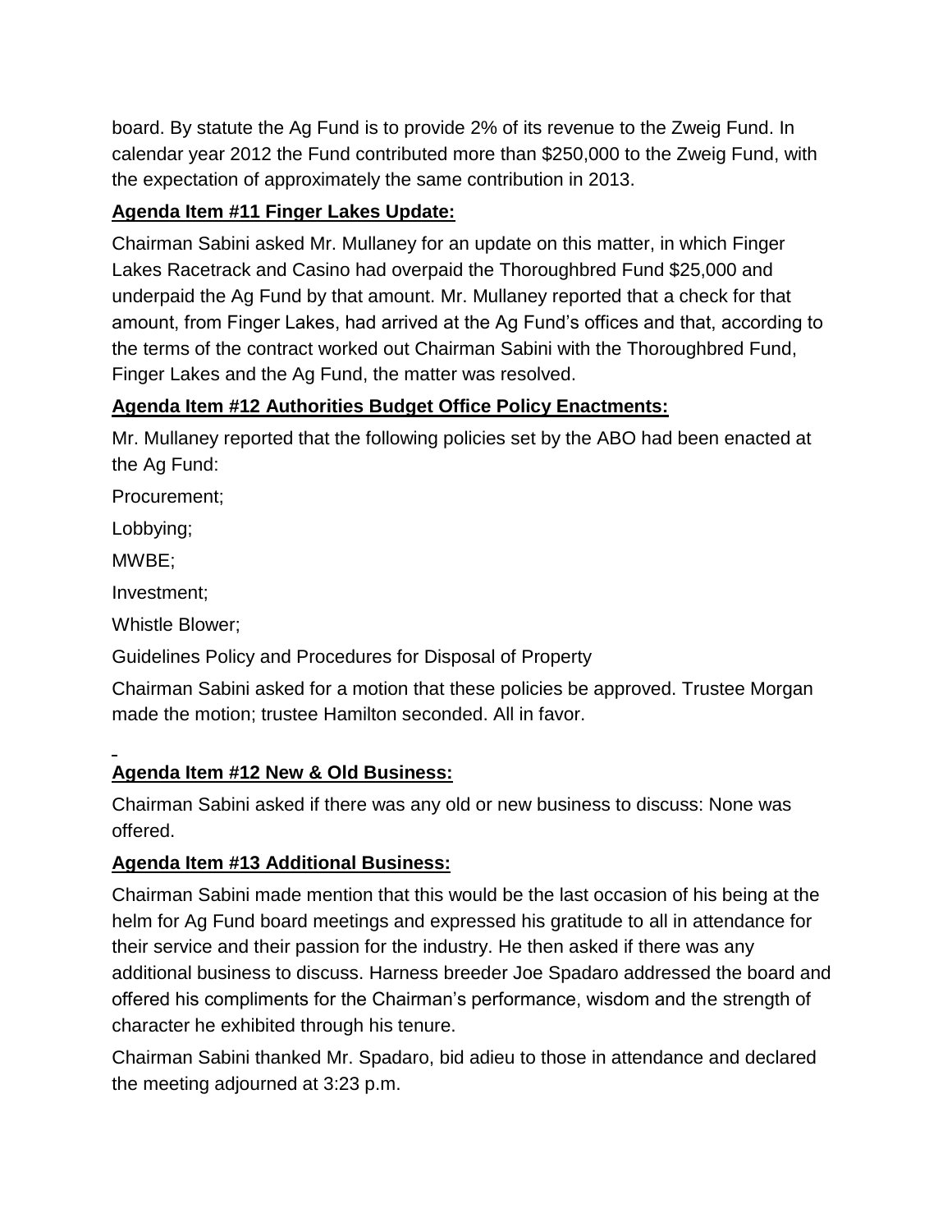board. By statute the Ag Fund is to provide 2% of its revenue to the Zweig Fund. In calendar year 2012 the Fund contributed more than $250,000 to the Zweig Fund, with the expectation of approximately the same contribution in 2013.

**Agenda Item #11 Finger Lakes Update:**

Chairman Sabini asked Mr. Mullaney for an update on this matter, in which Finger Lakes Racetrack and Casino had overpaid the Thoroughbred Fund $25,000 and underpaid the Ag Fund by that amount. Mr. Mullaney reported that a check for that amount, from Finger Lakes, had arrived at the Ag Fund's offices and that, according to the terms of the contract worked out Chairman Sabini with the Thoroughbred Fund, Finger Lakes and the Ag Fund, the matter was resolved.

**Agenda Item #12 Authorities Budget Office Policy Enactments:**

Mr. Mullaney reported that the following policies set by the ABO had been enacted at the Ag Fund:

Procurement;

Lobbying;

MWBE;

Investment;

Whistle Blower;

Guidelines Policy and Procedures for Disposal of Property

Chairman Sabini asked for a motion that these policies be approved. Trustee Morgan made the motion; trustee Hamilton seconded. All in favor.

**Agenda Item #12 New & Old Business:**

Chairman Sabini asked if there was any old or new business to discuss: None was offered.

**Agenda Item #13 Additional Business:**

Chairman Sabini made mention that this would be the last occasion of his being at the helm for Ag Fund board meetings and expressed his gratitude to all in attendance for their service and their passion for the industry. He then asked if there was any additional business to discuss. Harness breeder Joe Spadaro addressed the board and offered his compliments for the Chairman's performance, wisdom and the strength of character he exhibited through his tenure.

Chairman Sabini thanked Mr. Spadaro, bid adieu to those in attendance and declared the meeting adjourned at 3:23 p.m.